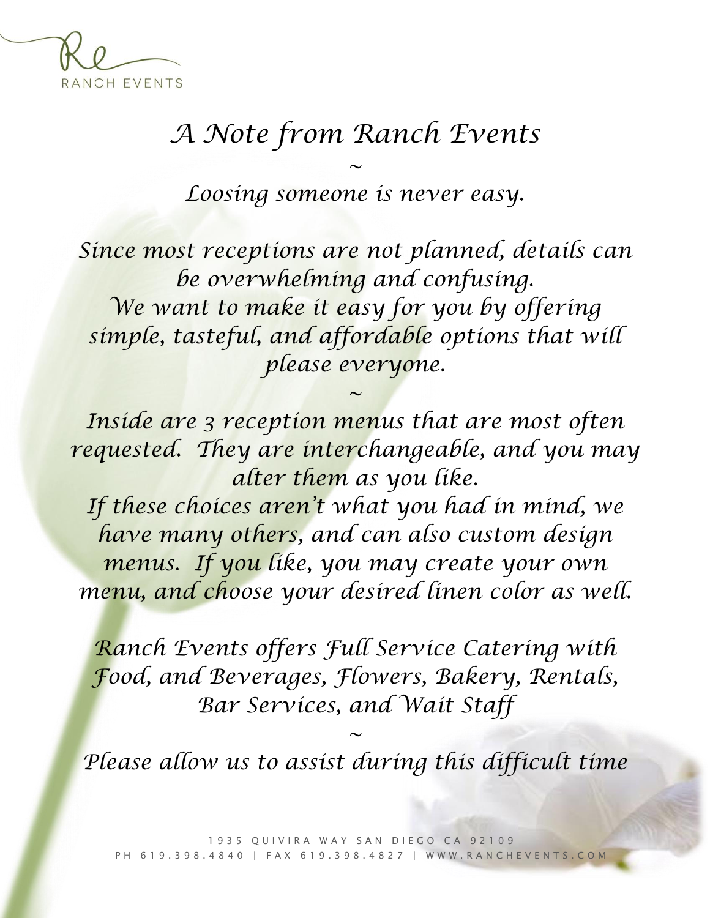RANCH EVENTS

# *A Note from Ranch Events*

~

*Loosing someone is never easy.*

*Since most receptions are not planned, details can be overwhelming and confusing.*
*We want to make it easy for you by offering simple, tasteful, and affordable options that will please everyone.*

~

*Inside are 3 reception menus that are most often requested. They are interchangeable, and you may alter them as you like.*
*If these choices aren't what you had in mind, we have many others, and can also custom design menus. If you like, you may create your own menu, and choose your desired linen color as well.*

*Ranch Events offers Full Service Catering with Food, and Beverages, Flowers, Bakery, Rentals, Bar Services, and Wait Staff*

~

*Please allow us to assist during this difficult time*

1935 QUIVIRA WAY SAN DIEGO CA 92109
PH 619.398.4840 | FAX 619.398.4827 | WWW.RANCHEVENTS.COM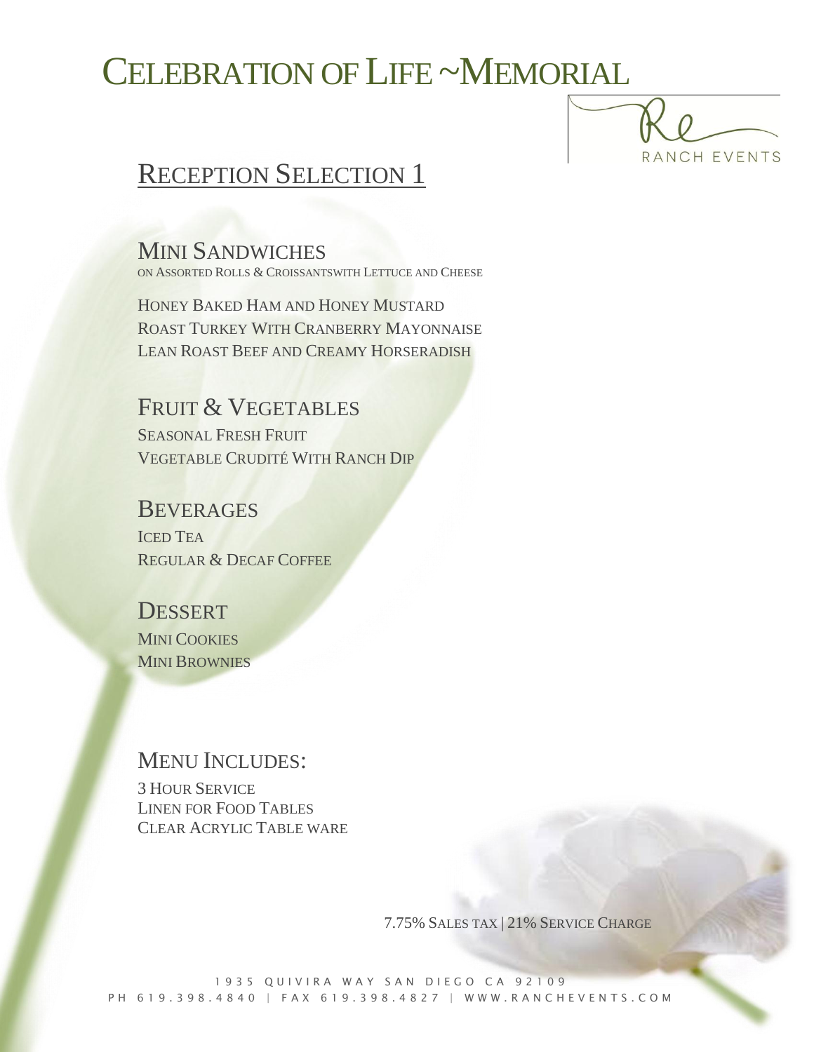# Celebration of Life ~Memorial

Re RANCH EVENTS

## Reception Selection 1

### Mini Sandwiches

on Assorted Rolls & Croissantswith Lettuce and Cheese

Honey Baked Ham and Honey Mustard
Roast Turkey With Cranberry Mayonnaise
Lean Roast Beef and Creamy Horseradish

### Fruit & Vegetables

Seasonal Fresh Fruit
Vegetable Crudité With Ranch Dip

### Beverages

Iced Tea
Regular & Decaf Coffee

### Dessert

Mini Cookies
Mini Brownies

### Menu Includes:

3 Hour Service
Linen for Food Tables
Clear Acrylic Table ware

7.75% Sales tax | 21% Service Charge

1935 Quivira Way San Diego CA 92109
PH 619.398.4840 | FAX 619.398.4827 | WWW.RANCHEVENTS.COM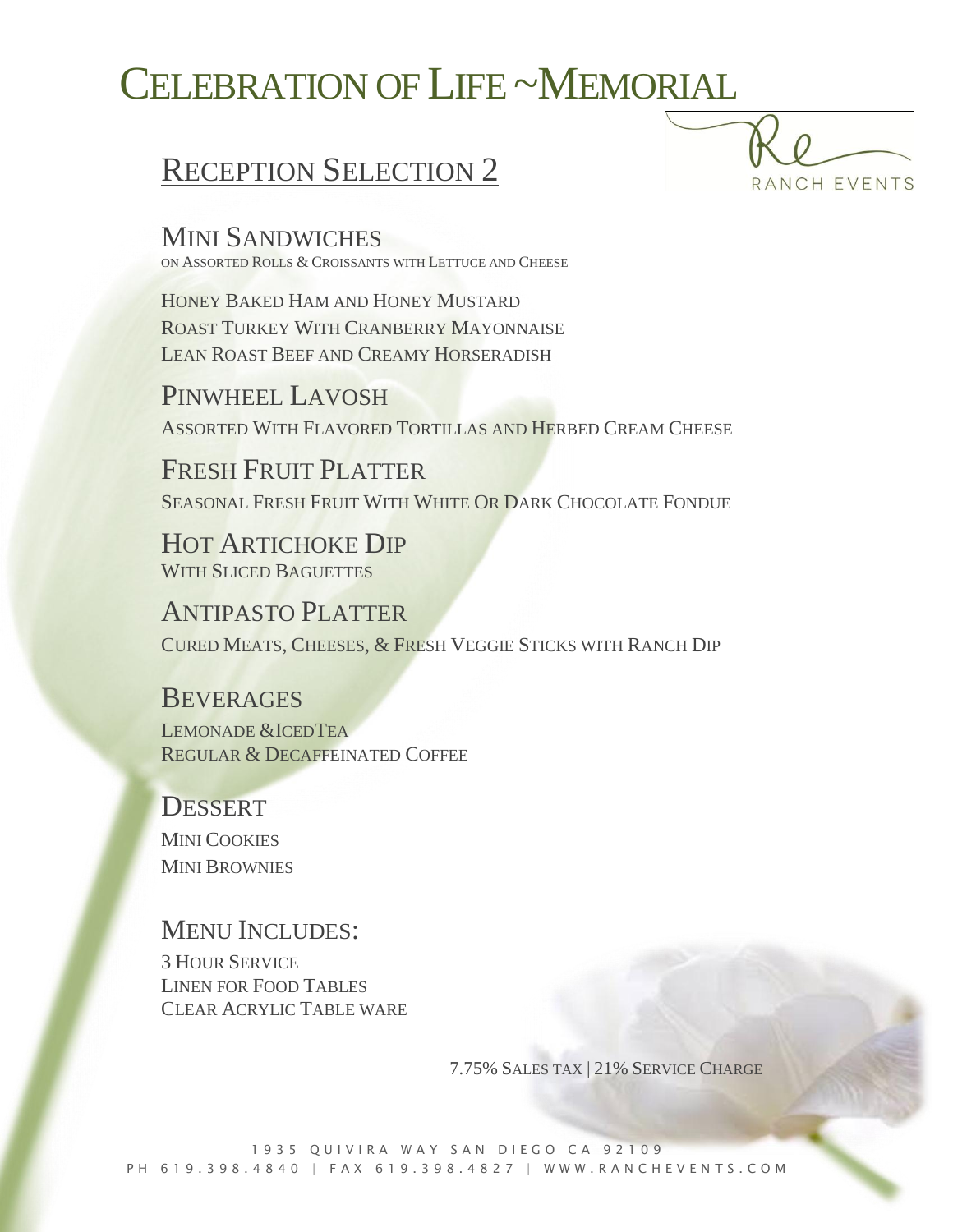# Celebration of Life ~Memorial

## Reception Selection 2

RANCH EVENTS

### Mini Sandwiches

On Assorted Rolls & Croissants with Lettuce and Cheese

Honey Baked Ham and Honey Mustard
Roast Turkey With Cranberry Mayonnaise
Lean Roast Beef and Creamy Horseradish

### Pinwheel Lavosh

Assorted With Flavored Tortillas and Herbed Cream Cheese

### Fresh Fruit Platter

Seasonal Fresh Fruit With White Or Dark Chocolate Fondue

### Hot Artichoke Dip

With Sliced Baguettes

### Antipasto Platter

Cured Meats, Cheeses, & Fresh Veggie Sticks with Ranch Dip

### Beverages

Lemonade &IcedTea
Regular & Decaffeinated Coffee

### Dessert

Mini Cookies
Mini Brownies

### Menu Includes:

3 Hour Service
Linen for Food Tables
Clear Acrylic Table ware

7.75% Sales tax | 21% Service Charge

1935 Quivira Way San Diego CA 92109
PH 619.398.4840 | FAX 619.398.4827 | WWW.RANCHEVENTS.COM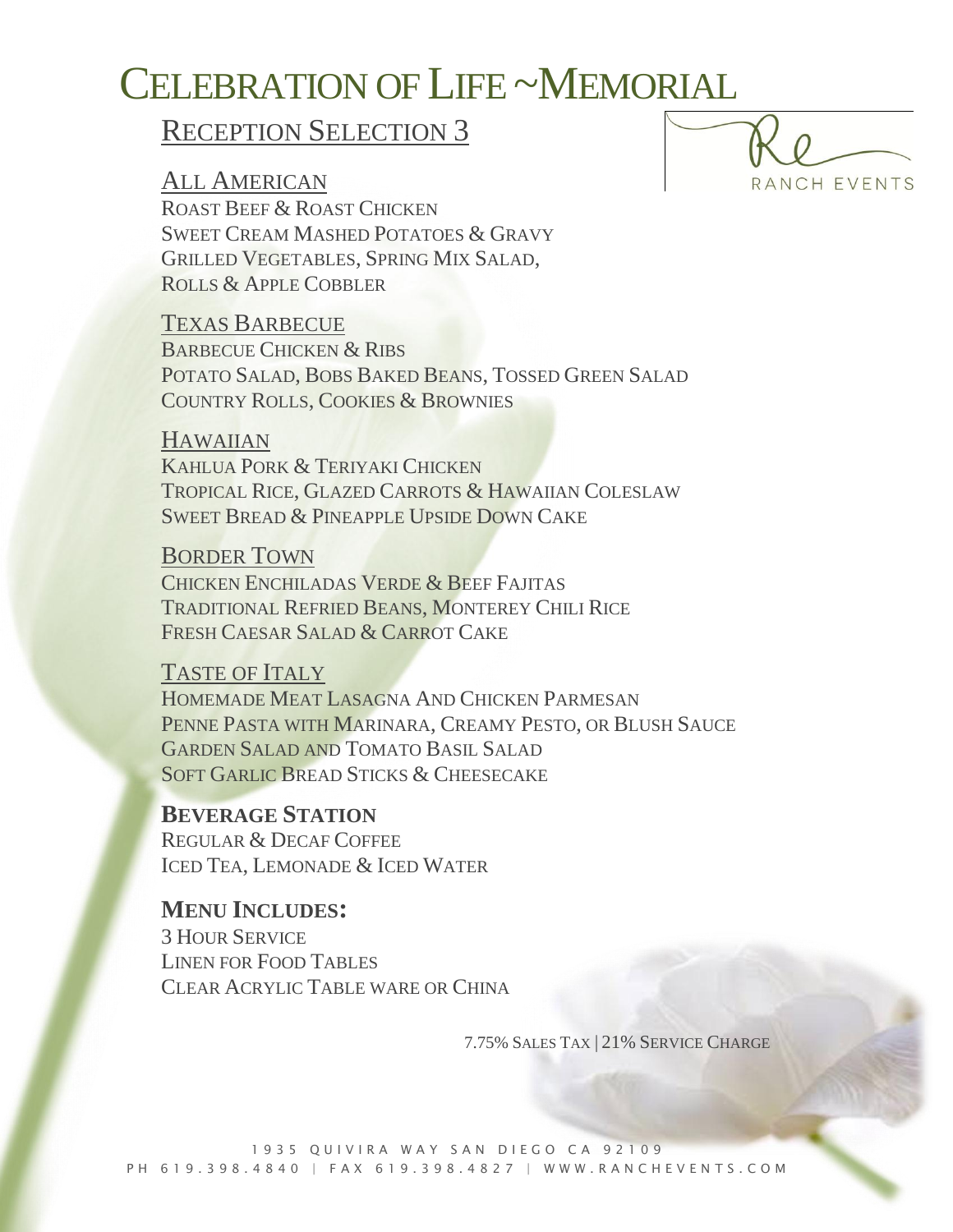# Celebration of Life ~Memorial

## Reception Selection 3

Ranch Events

### All American

Roast Beef & Roast Chicken
Sweet Cream Mashed Potatoes & Gravy
Grilled Vegetables, Spring Mix Salad,
Rolls & Apple Cobbler

### Texas Barbecue

Barbecue Chicken & Ribs
Potato Salad, Bobs Baked Beans, Tossed Green Salad
Country Rolls, Cookies & Brownies

### Hawaiian

Kahlua Pork & Teriyaki Chicken
Tropical Rice, Glazed Carrots & Hawaiian Coleslaw
Sweet Bread & Pineapple Upside Down Cake

### Border Town

Chicken Enchiladas Verde & Beef Fajitas
Traditional Refried Beans, Monterey Chili Rice
Fresh Caesar Salad & Carrot Cake

### Taste of Italy

Homemade Meat Lasagna And Chicken Parmesan
Penne Pasta with Marinara, Creamy Pesto, or Blush Sauce
Garden Salad and Tomato Basil Salad
Soft Garlic Bread Sticks & Cheesecake

### **Beverage Station**

Regular & Decaf Coffee
Iced Tea, Lemonade & Iced Water

### **Menu Includes:**

3 Hour Service
Linen for Food Tables
Clear Acrylic Table ware or China

7.75% Sales Tax | 21% Service Charge

1935 Quivira Way San Diego CA 92109
PH 619.398.4840 | FAX 619.398.4827 | WWW.RANCHEVENTS.COM